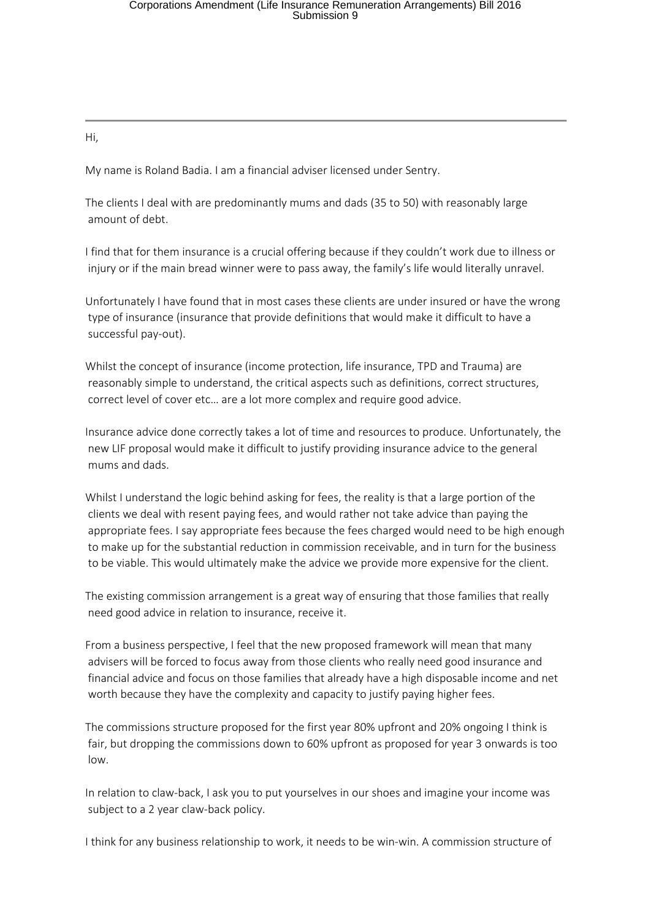Hi,

My name is Roland Badia. I am a financial adviser licensed under Sentry.

The clients I deal with are predominantly mums and dads (35 to 50) with reasonably large amount of debt.

I find that for them insurance is a crucial offering because if they couldn't work due to illness or injury or if the main bread winner were to pass away, the family's life would literally unravel.

Unfortunately I have found that in most cases these clients are under insured or have the wrong type of insurance (insurance that provide definitions that would make it difficult to have a successful pay-out).

Whilst the concept of insurance (income protection, life insurance, TPD and Trauma) are reasonably simple to understand, the critical aspects such as definitions, correct structures, correct level of cover etc… are a lot more complex and require good advice.

Insurance advice done correctly takes a lot of time and resources to produce. Unfortunately, the new LIF proposal would make it difficult to justify providing insurance advice to the general mums and dads.

Whilst I understand the logic behind asking for fees, the reality is that a large portion of the clients we deal with resent paying fees, and would rather not take advice than paying the appropriate fees. I say appropriate fees because the fees charged would need to be high enough to make up for the substantial reduction in commission receivable, and in turn for the business to be viable. This would ultimately make the advice we provide more expensive for the client.

The existing commission arrangement is a great way of ensuring that those families that really need good advice in relation to insurance, receive it.

From a business perspective, I feel that the new proposed framework will mean that many advisers will be forced to focus away from those clients who really need good insurance and financial advice and focus on those families that already have a high disposable income and net worth because they have the complexity and capacity to justify paying higher fees.

The commissions structure proposed for the first year 80% upfront and 20% ongoing I think is fair, but dropping the commissions down to 60% upfront as proposed for year 3 onwards is too low.

In relation to claw-back, I ask you to put yourselves in our shoes and imagine your income was subject to a 2 year claw-back policy.

I think for any business relationship to work, it needs to be win-win. A commission structure of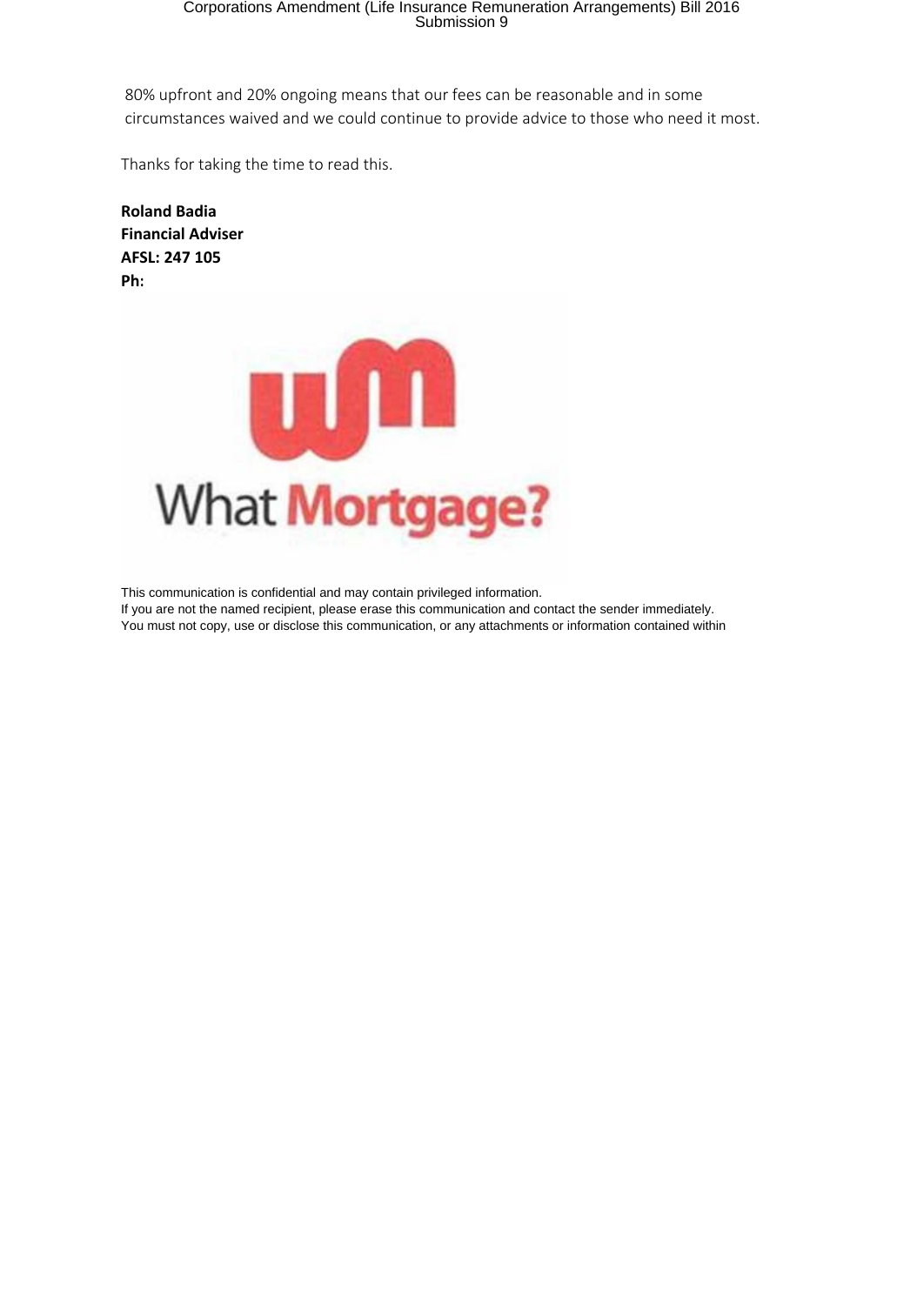80% upfront and 20% ongoing means that our fees can be reasonable and in some circumstances waived and we could continue to provide advice to those who need it most.

Thanks for taking the time to read this.

**Roland Badia**
**Financial Adviser**
**AFSL: 247 105**
**Ph:**

This communication is confidential and may contain privileged information.
If you are not the named recipient, please erase this communication and contact the sender immediately.
You must not copy, use or disclose this communication, or any attachments or information contained within